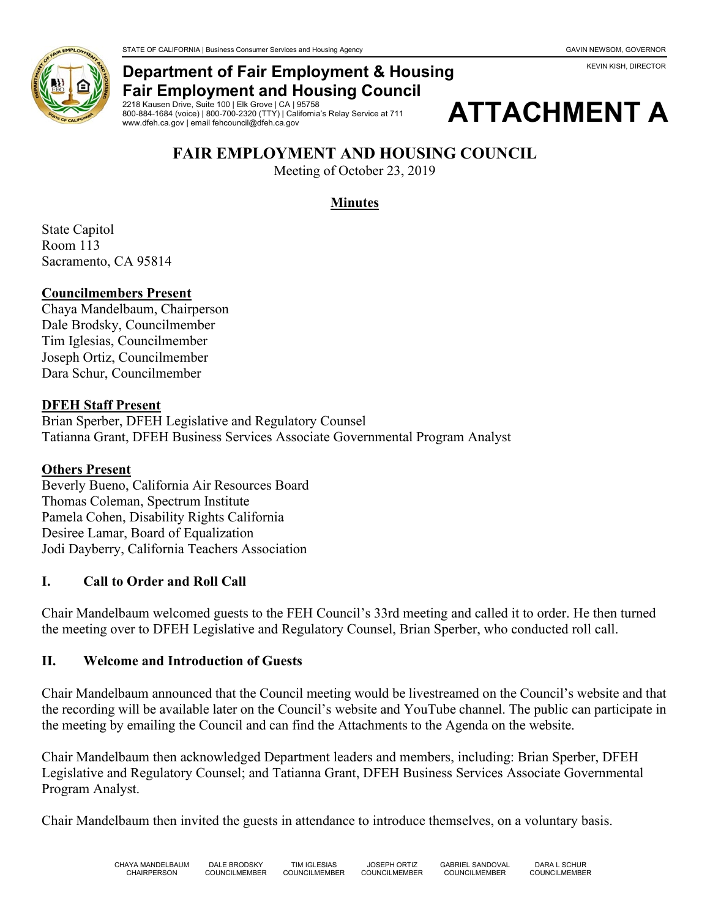STATE OF CALIFORNIA | Business Consumer Services and Housing Agency — GAVIN NEWSOM, GOVERNOR

KEVIN KISH, DIRECTOR

**Department of Fair Employment & Housing**
**Fair Employment and Housing Council**
2218 Kausen Drive, Suite 100 | Elk Grove | CA | 95758
800-884-1684 (voice) | 800-700-2320 (TTY) | California's Relay Service at 711
www.dfeh.ca.gov | email fehcouncil@dfeh.ca.gov

# ATTACHMENT A

## FAIR EMPLOYMENT AND HOUSING COUNCIL

Meeting of October 23, 2019

**Minutes**

State Capitol
Room 113
Sacramento, CA 95814

**Councilmembers Present**
Chaya Mandelbaum, Chairperson
Dale Brodsky, Councilmember
Tim Iglesias, Councilmember
Joseph Ortiz, Councilmember
Dara Schur, Councilmember

**DFEH Staff Present**
Brian Sperber, DFEH Legislative and Regulatory Counsel
Tatianna Grant, DFEH Business Services Associate Governmental Program Analyst

**Others Present**
Beverly Bueno, California Air Resources Board
Thomas Coleman, Spectrum Institute
Pamela Cohen, Disability Rights California
Desiree Lamar, Board of Equalization
Jodi Dayberry, California Teachers Association

### I. Call to Order and Roll Call

Chair Mandelbaum welcomed guests to the FEH Council's 33rd meeting and called it to order. He then turned the meeting over to DFEH Legislative and Regulatory Counsel, Brian Sperber, who conducted roll call.

### II. Welcome and Introduction of Guests

Chair Mandelbaum announced that the Council meeting would be livestreamed on the Council's website and that the recording will be available later on the Council's website and YouTube channel. The public can participate in the meeting by emailing the Council and can find the Attachments to the Agenda on the website.

Chair Mandelbaum then acknowledged Department leaders and members, including: Brian Sperber, DFEH Legislative and Regulatory Counsel; and Tatianna Grant, DFEH Business Services Associate Governmental Program Analyst.

Chair Mandelbaum then invited the guests in attendance to introduce themselves, on a voluntary basis.

CHAYA MANDELBAUM, CHAIRPERSON | DALE BRODSKY, COUNCILMEMBER | TIM IGLESIAS, COUNCILMEMBER | JOSEPH ORTIZ, COUNCILMEMBER | GABRIEL SANDOVAL, COUNCILMEMBER | DARA L SCHUR, COUNCILMEMBER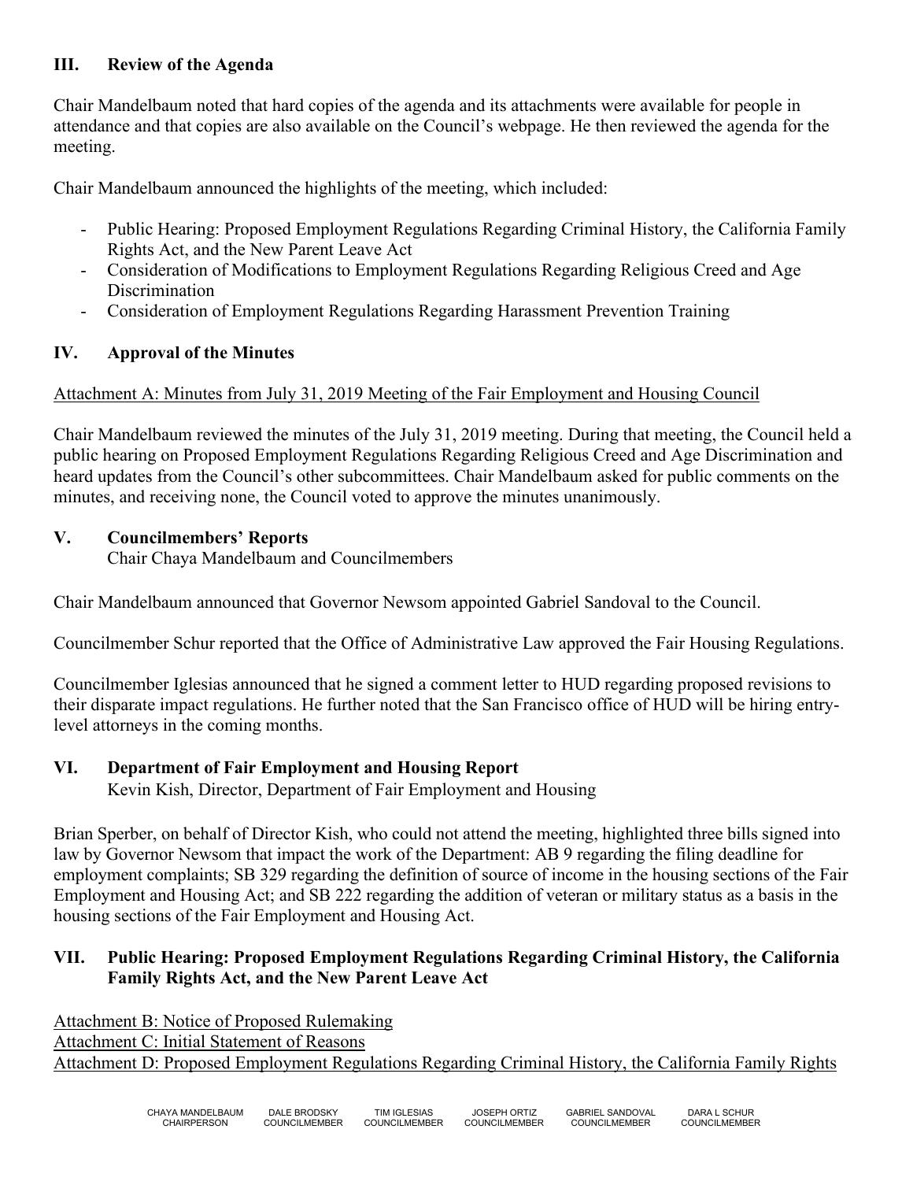## III. Review of the Agenda

Chair Mandelbaum noted that hard copies of the agenda and its attachments were available for people in attendance and that copies are also available on the Council's webpage. He then reviewed the agenda for the meeting.

Chair Mandelbaum announced the highlights of the meeting, which included:

- Public Hearing: Proposed Employment Regulations Regarding Criminal History, the California Family Rights Act, and the New Parent Leave Act
- Consideration of Modifications to Employment Regulations Regarding Religious Creed and Age Discrimination
- Consideration of Employment Regulations Regarding Harassment Prevention Training

## IV. Approval of the Minutes

Attachment A: Minutes from July 31, 2019 Meeting of the Fair Employment and Housing Council

Chair Mandelbaum reviewed the minutes of the July 31, 2019 meeting. During that meeting, the Council held a public hearing on Proposed Employment Regulations Regarding Religious Creed and Age Discrimination and heard updates from the Council's other subcommittees. Chair Mandelbaum asked for public comments on the minutes, and receiving none, the Council voted to approve the minutes unanimously.

## V. Councilmembers' Reports

Chair Chaya Mandelbaum and Councilmembers

Chair Mandelbaum announced that Governor Newsom appointed Gabriel Sandoval to the Council.

Councilmember Schur reported that the Office of Administrative Law approved the Fair Housing Regulations.

Councilmember Iglesias announced that he signed a comment letter to HUD regarding proposed revisions to their disparate impact regulations. He further noted that the San Francisco office of HUD will be hiring entry-level attorneys in the coming months.

## VI. Department of Fair Employment and Housing Report

Kevin Kish, Director, Department of Fair Employment and Housing

Brian Sperber, on behalf of Director Kish, who could not attend the meeting, highlighted three bills signed into law by Governor Newsom that impact the work of the Department: AB 9 regarding the filing deadline for employment complaints; SB 329 regarding the definition of source of income in the housing sections of the Fair Employment and Housing Act; and SB 222 regarding the addition of veteran or military status as a basis in the housing sections of the Fair Employment and Housing Act.

## VII. Public Hearing: Proposed Employment Regulations Regarding Criminal History, the California Family Rights Act, and the New Parent Leave Act

Attachment B: Notice of Proposed Rulemaking
Attachment C: Initial Statement of Reasons
Attachment D: Proposed Employment Regulations Regarding Criminal History, the California Family Rights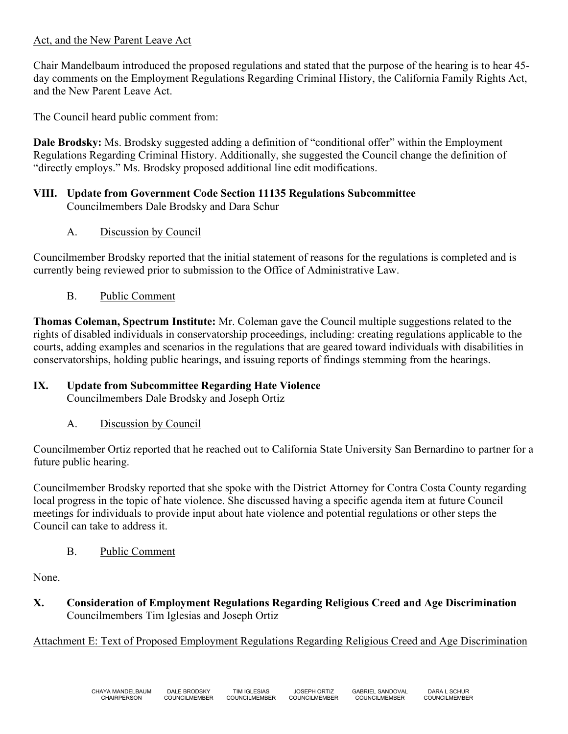Act, and the New Parent Leave Act

Chair Mandelbaum introduced the proposed regulations and stated that the purpose of the hearing is to hear 45-day comments on the Employment Regulations Regarding Criminal History, the California Family Rights Act, and the New Parent Leave Act.

The Council heard public comment from:

**Dale Brodsky:** Ms. Brodsky suggested adding a definition of "conditional offer" within the Employment Regulations Regarding Criminal History. Additionally, she suggested the Council change the definition of "directly employs." Ms. Brodsky proposed additional line edit modifications.

## VIII. Update from Government Code Section 11135 Regulations Subcommittee

Councilmembers Dale Brodsky and Dara Schur

### A. Discussion by Council

Councilmember Brodsky reported that the initial statement of reasons for the regulations is completed and is currently being reviewed prior to submission to the Office of Administrative Law.

### B. Public Comment

**Thomas Coleman, Spectrum Institute:** Mr. Coleman gave the Council multiple suggestions related to the rights of disabled individuals in conservatorship proceedings, including: creating regulations applicable to the courts, adding examples and scenarios in the regulations that are geared toward individuals with disabilities in conservatorships, holding public hearings, and issuing reports of findings stemming from the hearings.

## IX. Update from Subcommittee Regarding Hate Violence

Councilmembers Dale Brodsky and Joseph Ortiz

### A. Discussion by Council

Councilmember Ortiz reported that he reached out to California State University San Bernardino to partner for a future public hearing.

Councilmember Brodsky reported that she spoke with the District Attorney for Contra Costa County regarding local progress in the topic of hate violence. She discussed having a specific agenda item at future Council meetings for individuals to provide input about hate violence and potential regulations or other steps the Council can take to address it.

### B. Public Comment

None.

## X. Consideration of Employment Regulations Regarding Religious Creed and Age Discrimination

Councilmembers Tim Iglesias and Joseph Ortiz

Attachment E: Text of Proposed Employment Regulations Regarding Religious Creed and Age Discrimination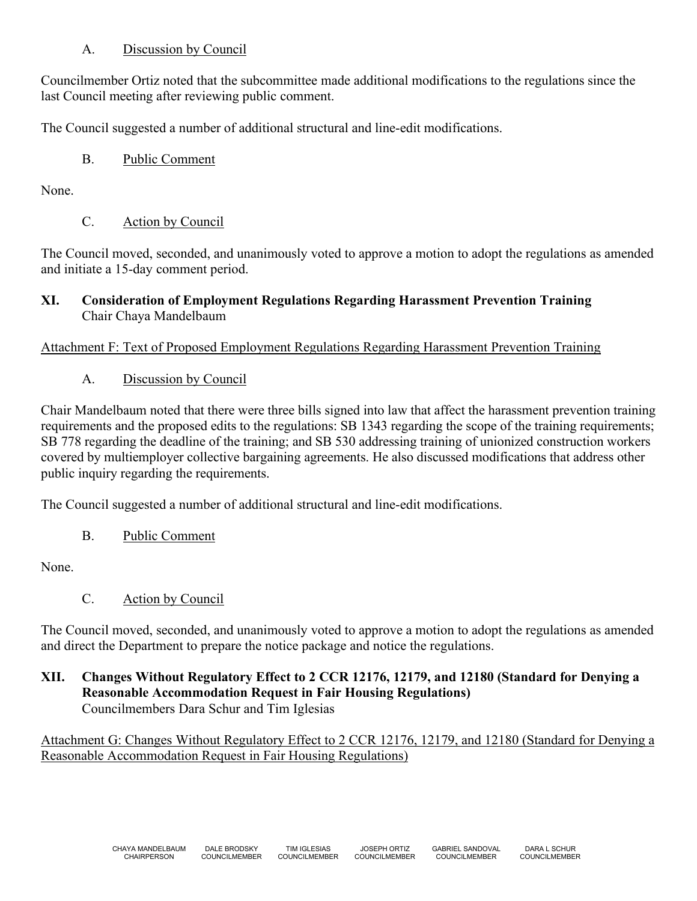A. Discussion by Council

Councilmember Ortiz noted that the subcommittee made additional modifications to the regulations since the last Council meeting after reviewing public comment.

The Council suggested a number of additional structural and line-edit modifications.

B. Public Comment

None.

C. Action by Council

The Council moved, seconded, and unanimously voted to approve a motion to adopt the regulations as amended and initiate a 15-day comment period.

## XI. Consideration of Employment Regulations Regarding Harassment Prevention Training

Chair Chaya Mandelbaum

Attachment F: Text of Proposed Employment Regulations Regarding Harassment Prevention Training

A. Discussion by Council

Chair Mandelbaum noted that there were three bills signed into law that affect the harassment prevention training requirements and the proposed edits to the regulations: SB 1343 regarding the scope of the training requirements; SB 778 regarding the deadline of the training; and SB 530 addressing training of unionized construction workers covered by multiemployer collective bargaining agreements. He also discussed modifications that address other public inquiry regarding the requirements.

The Council suggested a number of additional structural and line-edit modifications.

B. Public Comment

None.

C. Action by Council

The Council moved, seconded, and unanimously voted to approve a motion to adopt the regulations as amended and direct the Department to prepare the notice package and notice the regulations.

## XII. Changes Without Regulatory Effect to 2 CCR 12176, 12179, and 12180 (Standard for Denying a Reasonable Accommodation Request in Fair Housing Regulations)

Councilmembers Dara Schur and Tim Iglesias

Attachment G: Changes Without Regulatory Effect to 2 CCR 12176, 12179, and 12180 (Standard for Denying a Reasonable Accommodation Request in Fair Housing Regulations)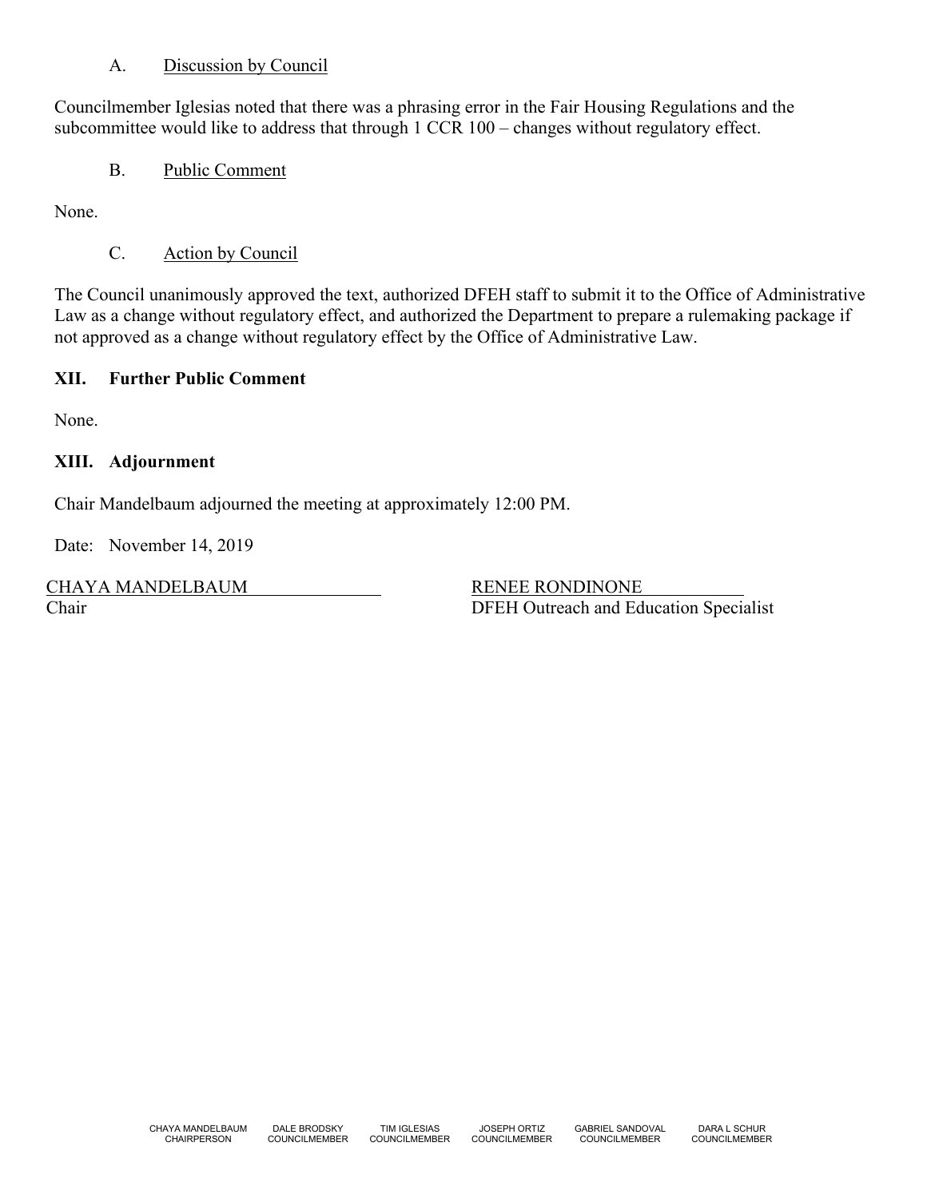A. Discussion by Council

Councilmember Iglesias noted that there was a phrasing error in the Fair Housing Regulations and the subcommittee would like to address that through 1 CCR 100 – changes without regulatory effect.

B. Public Comment

None.

C. Action by Council

The Council unanimously approved the text, authorized DFEH staff to submit it to the Office of Administrative Law as a change without regulatory effect, and authorized the Department to prepare a rulemaking package if not approved as a change without regulatory effect by the Office of Administrative Law.

## XII. Further Public Comment

None.

## XIII. Adjournment

Chair Mandelbaum adjourned the meeting at approximately 12:00 PM.

Date: November 14, 2019

CHAYA MANDELBAUM
Chair

RENEE RONDINONE
DFEH Outreach and Education Specialist

CHAYA MANDELBAUM, CHAIRPERSON — DALE BRODSKY, COUNCILMEMBER — TIM IGLESIAS, COUNCILMEMBER — JOSEPH ORTIZ, COUNCILMEMBER — GABRIEL SANDOVAL, COUNCILMEMBER — DARA L SCHUR, COUNCILMEMBER